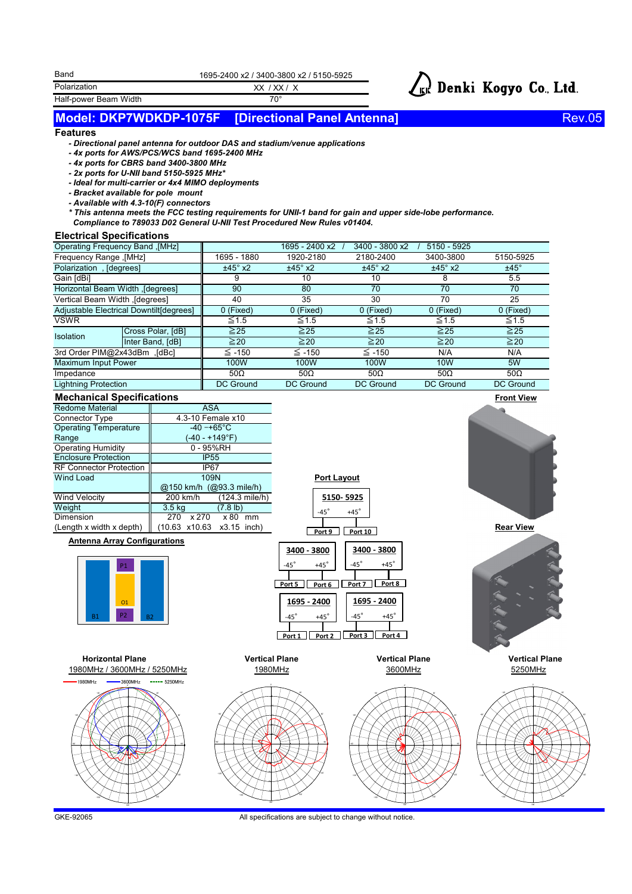| Band | 1695-2400 x2 / 3400-3800 x2 / 5150-5925 |
| --- | --- |
| Polarization | XX / XX / X |
| Half-power Beam Width | 70° |

Denki Kogyo Co., Ltd.

# Model: DKP7WDKDP-1075F [Directional Panel Antenna] Rev.05

## Features

- *Directional panel antenna for outdoor DAS and stadium/venue applications*
- *4x ports for AWS/PCS/WCS band 1695-2400 MHz*
- *4x ports for CBRS band 3400-3800 MHz*
- *2x ports for U-NII band 5150-5925 MHz\**
- *Ideal for multi-carrier or 4x4 MIMO deployments*
- *Bracket available for pole mount*
- *Available with 4.3-10(F) connectors*

*\* This antenna meets the FCC testing requirements for UNII-1 band for gain and upper side-lobe performance. Compliance to 789033 D02 General U-NII Test Procedured New Rules v01404.*

## Electrical Specifications

| Operating Frequency Band ,[MHz] | | 1695 - 2400 x2 / | 3400 - 3800 x2 / | 5150 - 5925 | | |
| --- | --- | --- | --- | --- | --- | --- |
| Frequency Range ,[MHz] | | 1695 - 1880 | 1920-2180 | 2180-2400 | 3400-3800 | 5150-5925 |
| Polarization , [degrees] | | ±45° x2 | ±45° x2 | ±45° x2 | ±45° x2 | ±45° |
| Gain [dBi] | | 9 | 10 | 10 | 8 | 5.5 |
| Horizontal Beam Width ,[degrees] | | 90 | 80 | 70 | 70 | 70 |
| Vertical Beam Width ,[degrees] | | 40 | 35 | 30 | 70 | 25 |
| Adjustable Electrical Downtilt[degrees] | | 0 (Fixed) | 0 (Fixed) | 0 (Fixed) | 0 (Fixed) | 0 (Fixed) |
| VSWR | | ≦1.5 | ≦1.5 | ≦1.5 | ≦1.5 | ≦1.5 |
| Isolation | Cross Polar, [dB] | ≧25 | ≧25 | ≧25 | ≧25 | ≧25 |
| | Inter Band, [dB] | ≧20 | ≧20 | ≧20 | ≧20 | ≧20 |
| 3rd Order PIM@2x43dBm ,[dBc] | | ≦ -150 | ≦ -150 | ≦ -150 | N/A | N/A |
| Maximum Input Power | | 100W | 100W | 100W | 10W | 5W |
| Impedance | | 50Ω | 50Ω | 50Ω | 50Ω | 50Ω |
| Lightning Protection | | DC Ground | DC Ground | DC Ground | DC Ground | DC Ground |

## Mechanical Specifications

| Redome Material | ASA |
| --- | --- |
| Connector Type | 4.3-10 Female x10 |
| Operating Temperature Range | -40 −+65°C (-40 - +149°F) |
| Operating Humidity | 0 - 95%RH |
| Enclosure Protection | IP55 |
| RF Connector Protection | IP67 |
| Wind Load | 109N @150 km/h (@93.3 mile/h) |
| Wind Velocity | 200 km/h (124.3 mile/h) |
| Weight | 3.5 kg (7.8 lb) |
| Dimension (Length x width x depth) | 270 x 270 x 80 mm (10.63 x10.63 x3.15 inch) |

Front View

Rear View

**Port Layout**

| Band | -45° | +45° |
| --- | --- | --- |
| 5150- 5925 | Port 9 | Port 10 |
| 3400 - 3800 | Port 5 | Port 6 |
| 3400 - 3800 | Port 7 | Port 8 |
| 1695 - 2400 | Port 1 | Port 2 |
| 1695 - 2400 | Port 3 | Port 4 |

**Antenna Array Configurations**

B1 P1 O1 P2 B2

**Horizontal Plane** 1980MHz / 3600MHz / 5250MHz (1980MHz, 3600MHz, 5250MHz)

**Vertical Plane** 1980MHz

**Vertical Plane** 3600MHz

**Vertical Plane** 5250MHz

GKE-92065 All specifications are subject to change without notice.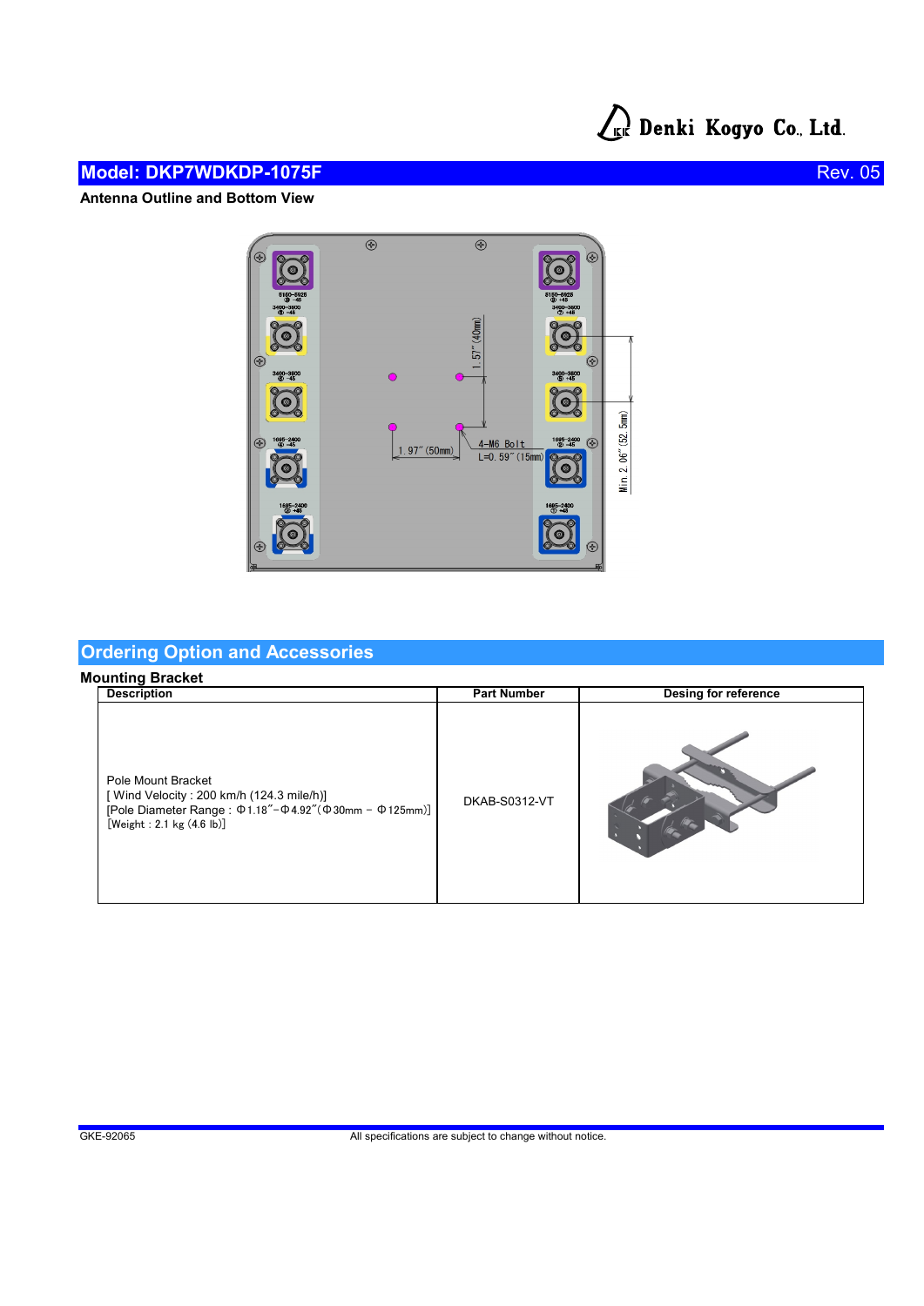Denki Kogyo Co., Ltd.

## Model: DKP7WDKDP-1075F

Rev. 05

### Antenna Outline and Bottom View

5150-5925 ③ -45
5150-5925 ④ +45
3400-3800 ⑧ +45
3400-3800 ⑦ +45
3400-3800 ⑥ -45
3400-3800 ⑤ +45
1695-2400 ④ -45
1695-2400 ② -45
1695-2400 ② +45
1695-2400 ① +45

1.57″(40mm)
1.97″(50mm)
4-M6 Bolt
L=0.59″(15mm)
Min.2.06″(52.5mm)

## Ordering Option and Accessories

### Mounting Bracket

| Description | Part Number | Desing for reference |
|---|---|---|
| Pole Mount Bracket<br>[ Wind Velocity : 200 km/h (124.3 mile/h)]<br>[Pole Diameter Range : Φ1.18″−Φ4.92″(Φ30mm − Φ125mm)]<br>[Weight : 2.1 kg (4.6 lb)] | DKAB-S0312-VT | |

GKE-92065 All specifications are subject to change without notice.